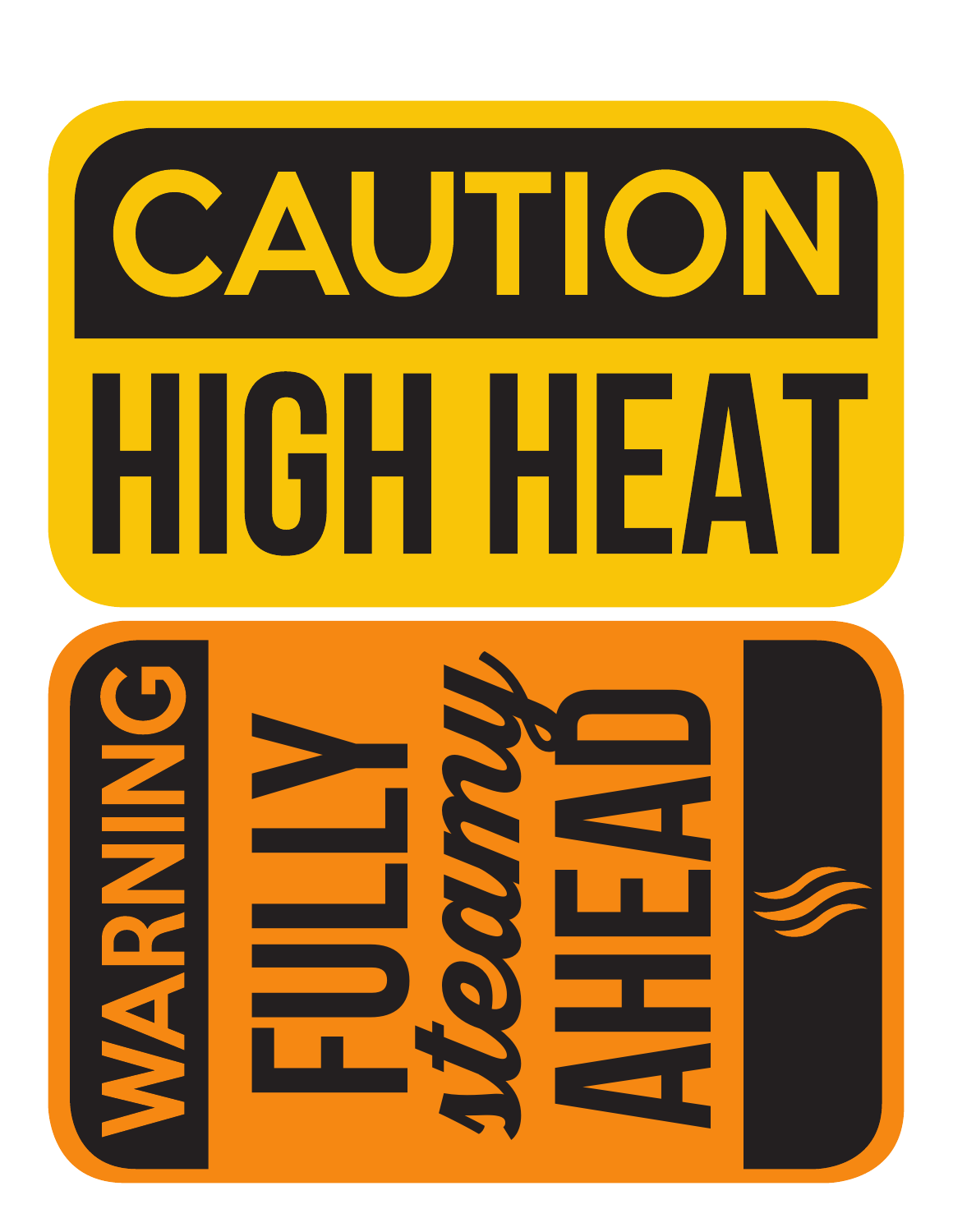# CAUTION

# HIGH HEAT

**WARNING**

**FULLY *steamy* AHEAD**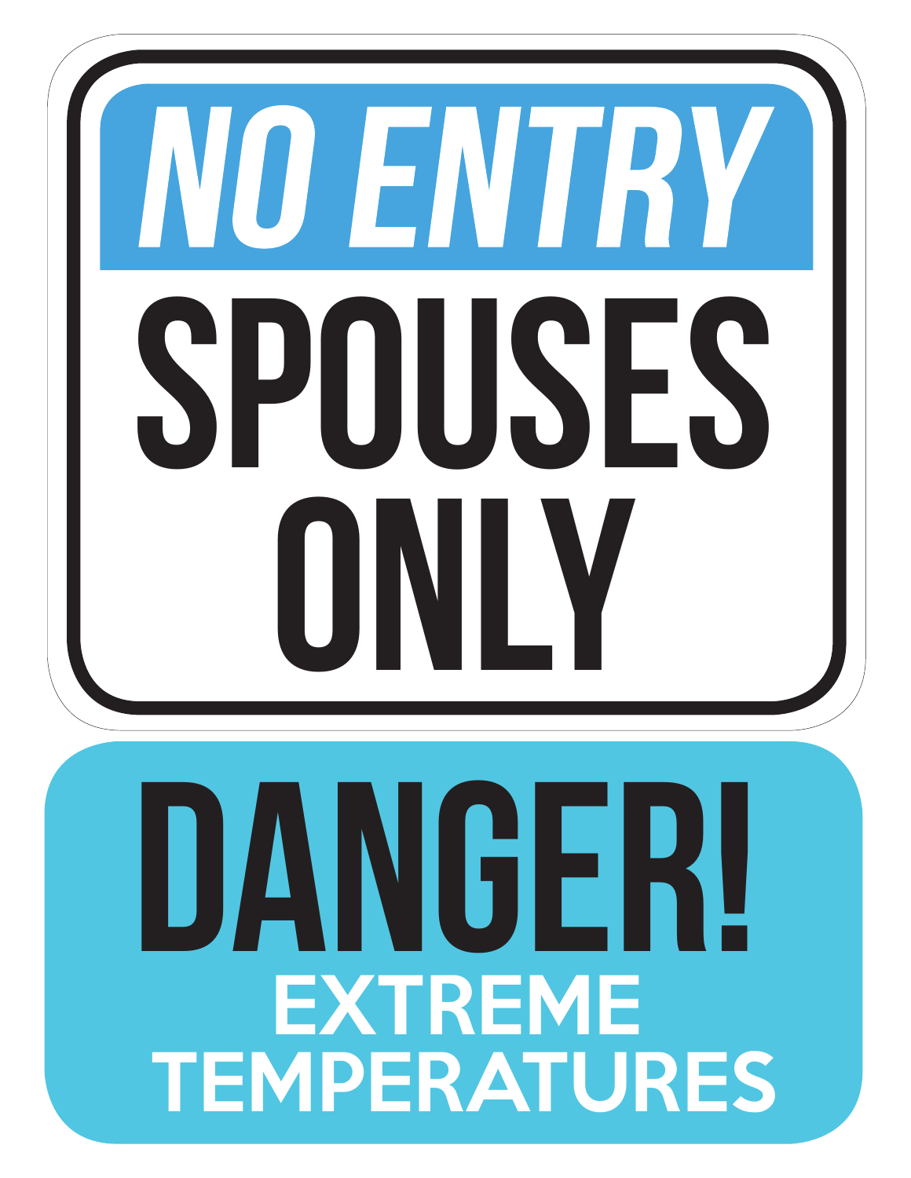# NO ENTRY

# SPOUSES ONLY

# DANGER!

## EXTREME TEMPERATURES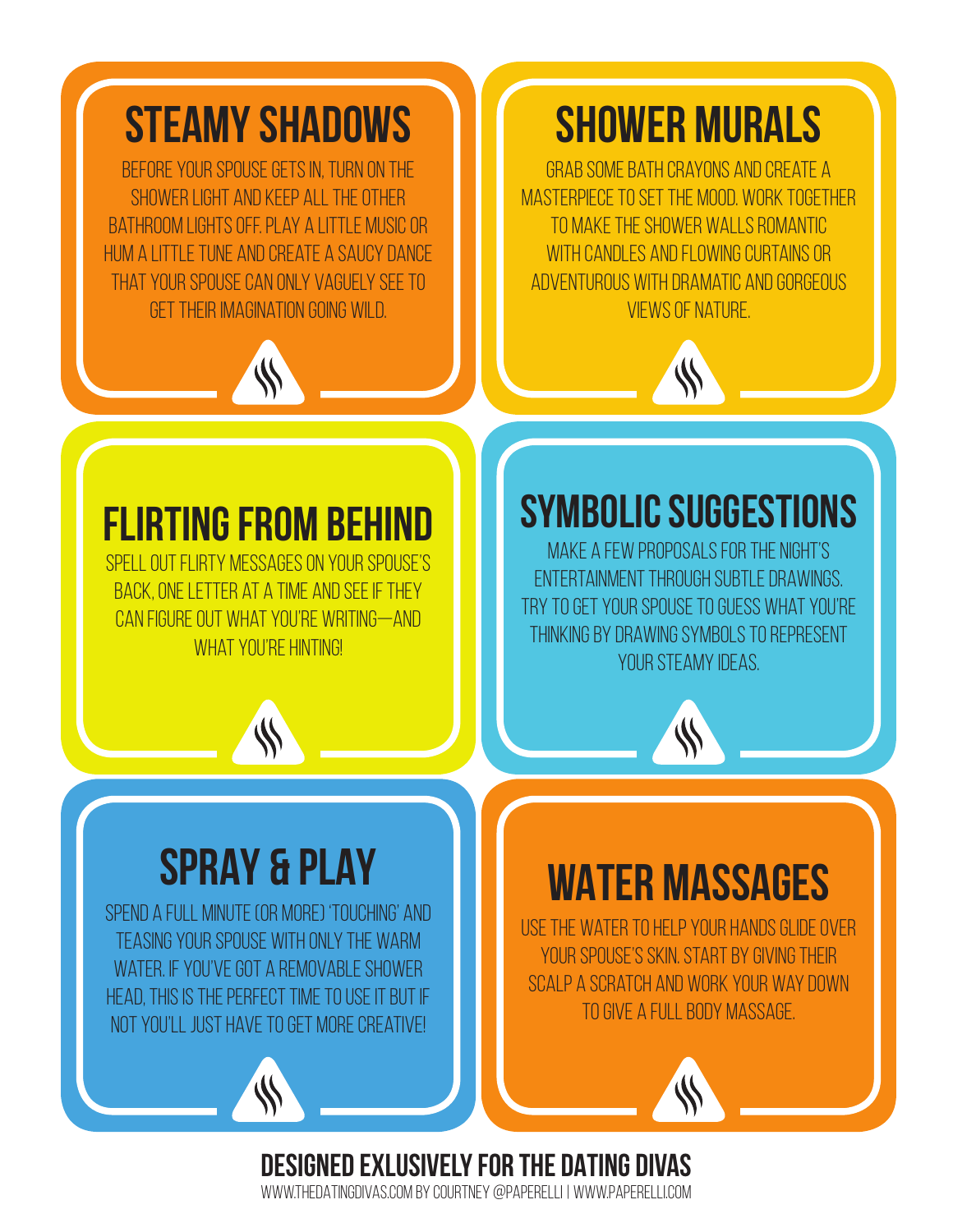## STEAMY SHADOWS

BEFORE YOUR SPOUSE GETS IN, TURN ON THE SHOWER LIGHT AND KEEP ALL THE OTHER BATHROOM LIGHTS OFF. PLAY A LITTLE MUSIC OR HUM A LITTLE TUNE AND CREATE A SAUCY DANCE THAT YOUR SPOUSE CAN ONLY VAGUELY SEE TO GET THEIR IMAGINATION GOING WILD.

## SHOWER MURALS

GRAB SOME BATH CRAYONS AND CREATE A MASTERPIECE TO SET THE MOOD. WORK TOGETHER TO MAKE THE SHOWER WALLS ROMANTIC WITH CANDLES AND FLOWING CURTAINS OR ADVENTUROUS WITH DRAMATIC AND GORGEOUS VIEWS OF NATURE.

## FLIRTING FROM BEHIND

SPELL OUT FLIRTY MESSAGES ON YOUR SPOUSE'S BACK, ONE LETTER AT A TIME AND SEE IF THEY CAN FIGURE OUT WHAT YOU'RE WRITING—AND WHAT YOU'RE HINTING!

## SYMBOLIC SUGGESTIONS

MAKE A FEW PROPOSALS FOR THE NIGHT'S ENTERTAINMENT THROUGH SUBTLE DRAWINGS. TRY TO GET YOUR SPOUSE TO GUESS WHAT YOU'RE THINKING BY DRAWING SYMBOLS TO REPRESENT YOUR STEAMY IDEAS.

## SPRAY & PLAY

SPEND A FULL MINUTE (OR MORE) 'TOUCHING' AND TEASING YOUR SPOUSE WITH ONLY THE WARM WATER. IF YOU'VE GOT A REMOVABLE SHOWER HEAD, THIS IS THE PERFECT TIME TO USE IT BUT IF NOT YOU'LL JUST HAVE TO GET MORE CREATIVE!

## WATER MASSAGES

USE THE WATER TO HELP YOUR HANDS GLIDE OVER YOUR SPOUSE'S SKIN. START BY GIVING THEIR SCALP A SCRATCH AND WORK YOUR WAY DOWN TO GIVE A FULL BODY MASSAGE.

**DESIGNED EXLUSIVELY FOR THE DATING DIVAS**

WWW.THEDATINGDIVAS.COM BY COURTNEY @PAPERELLI | WWW.PAPERELLI.COM